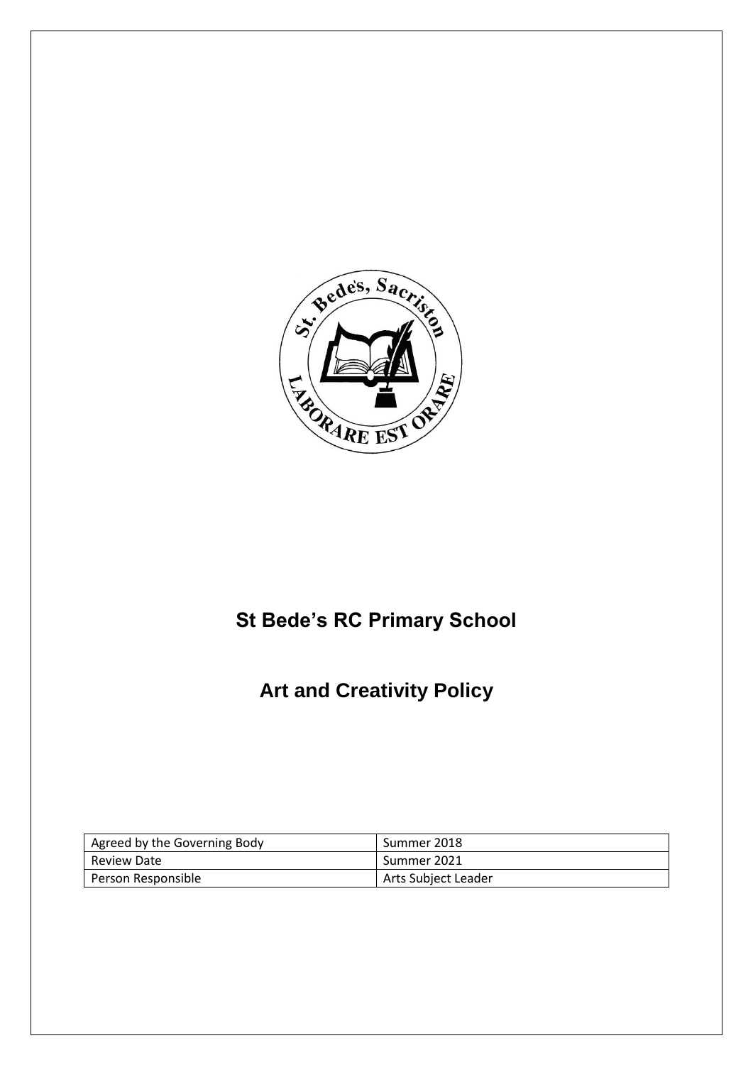# St Bede's RC Primary School

## Art and Creativity Policy

| | |
|---|---|
| Agreed by the Governing Body | Summer 2018 |
| Review Date | Summer 2021 |
| Person Responsible | Arts Subject Leader |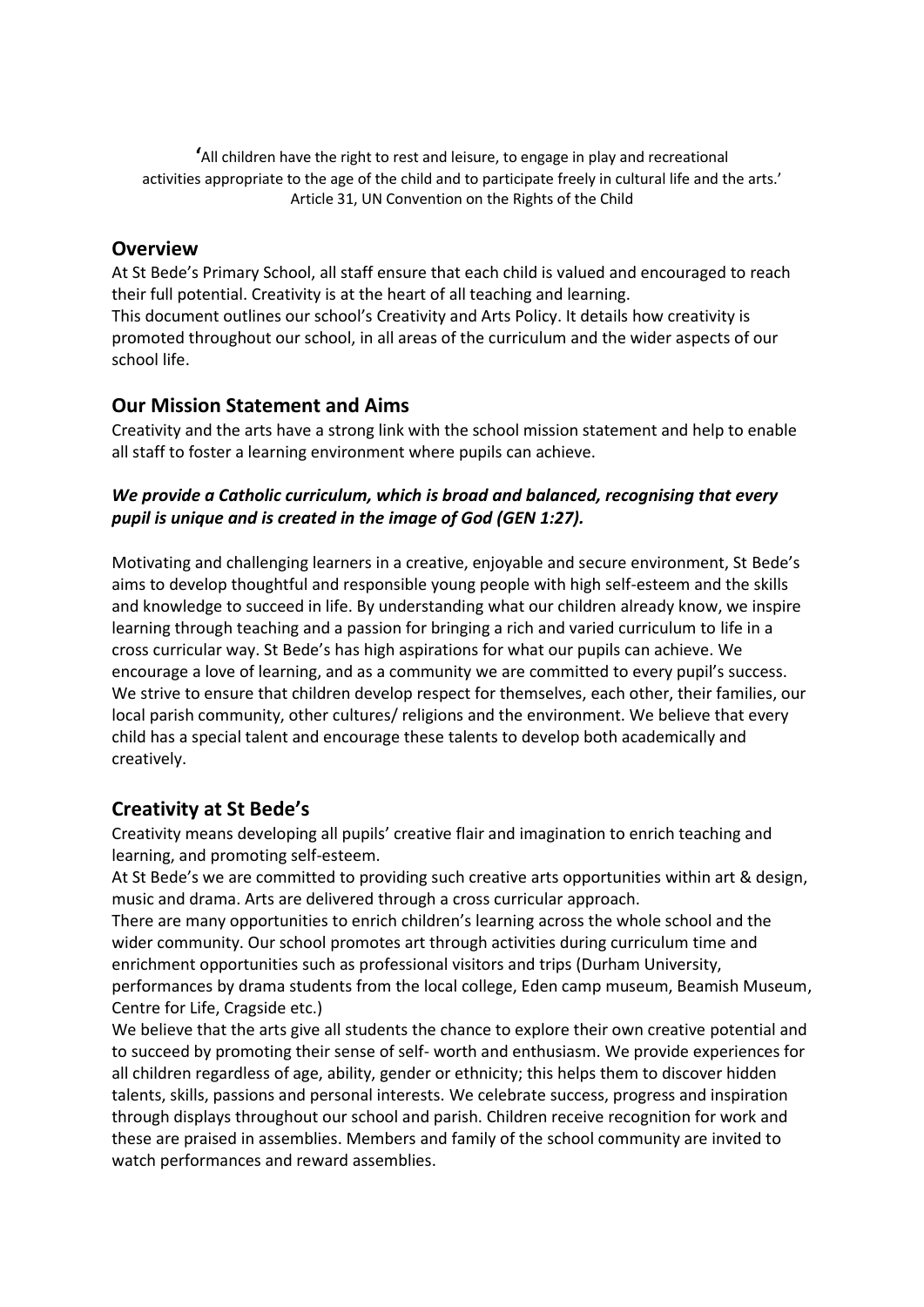'All children have the right to rest and leisure, to engage in play and recreational activities appropriate to the age of the child and to participate freely in cultural life and the arts.'
Article 31, UN Convention on the Rights of the Child

## Overview

At St Bede's Primary School, all staff ensure that each child is valued and encouraged to reach their full potential. Creativity is at the heart of all teaching and learning.
This document outlines our school's Creativity and Arts Policy. It details how creativity is promoted throughout our school, in all areas of the curriculum and the wider aspects of our school life.

## Our Mission Statement and Aims

Creativity and the arts have a strong link with the school mission statement and help to enable all staff to foster a learning environment where pupils can achieve.

***We provide a Catholic curriculum, which is broad and balanced, recognising that every pupil is unique and is created in the image of God (GEN 1:27).***

Motivating and challenging learners in a creative, enjoyable and secure environment, St Bede's aims to develop thoughtful and responsible young people with high self-esteem and the skills and knowledge to succeed in life. By understanding what our children already know, we inspire learning through teaching and a passion for bringing a rich and varied curriculum to life in a cross curricular way. St Bede's has high aspirations for what our pupils can achieve. We encourage a love of learning, and as a community we are committed to every pupil's success. We strive to ensure that children develop respect for themselves, each other, their families, our local parish community, other cultures/ religions and the environment. We believe that every child has a special talent and encourage these talents to develop both academically and creatively.

## Creativity at St Bede's

Creativity means developing all pupils' creative flair and imagination to enrich teaching and learning, and promoting self-esteem.
At St Bede's we are committed to providing such creative arts opportunities within art & design, music and drama. Arts are delivered through a cross curricular approach.
There are many opportunities to enrich children's learning across the whole school and the wider community. Our school promotes art through activities during curriculum time and enrichment opportunities such as professional visitors and trips (Durham University, performances by drama students from the local college, Eden camp museum, Beamish Museum, Centre for Life, Cragside etc.)
We believe that the arts give all students the chance to explore their own creative potential and to succeed by promoting their sense of self- worth and enthusiasm. We provide experiences for all children regardless of age, ability, gender or ethnicity; this helps them to discover hidden talents, skills, passions and personal interests. We celebrate success, progress and inspiration through displays throughout our school and parish. Children receive recognition for work and these are praised in assemblies. Members and family of the school community are invited to watch performances and reward assemblies.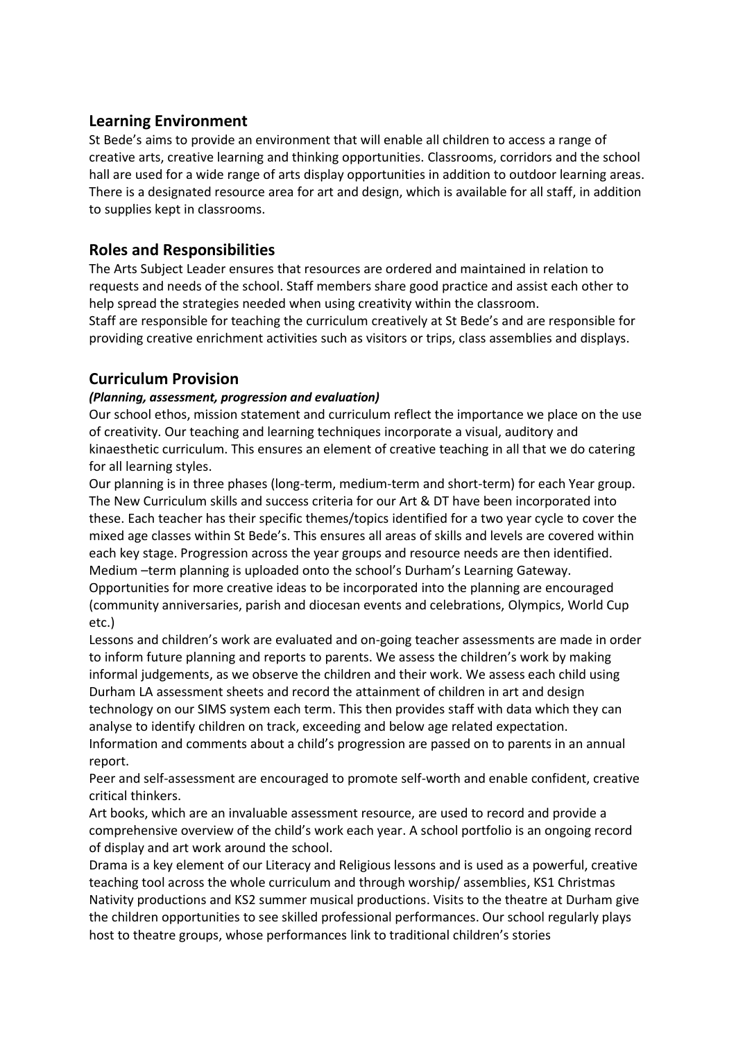## Learning Environment

St Bede's aims to provide an environment that will enable all children to access a range of creative arts, creative learning and thinking opportunities. Classrooms, corridors and the school hall are used for a wide range of arts display opportunities in addition to outdoor learning areas. There is a designated resource area for art and design, which is available for all staff, in addition to supplies kept in classrooms.

## Roles and Responsibilities

The Arts Subject Leader ensures that resources are ordered and maintained in relation to requests and needs of the school. Staff members share good practice and assist each other to help spread the strategies needed when using creativity within the classroom.

Staff are responsible for teaching the curriculum creatively at St Bede's and are responsible for providing creative enrichment activities such as visitors or trips, class assemblies and displays.

## Curriculum Provision

***(Planning, assessment, progression and evaluation)***

Our school ethos, mission statement and curriculum reflect the importance we place on the use of creativity. Our teaching and learning techniques incorporate a visual, auditory and kinaesthetic curriculum. This ensures an element of creative teaching in all that we do catering for all learning styles.

Our planning is in three phases (long-term, medium-term and short-term) for each Year group. The New Curriculum skills and success criteria for our Art & DT have been incorporated into these. Each teacher has their specific themes/topics identified for a two year cycle to cover the mixed age classes within St Bede's. This ensures all areas of skills and levels are covered within each key stage. Progression across the year groups and resource needs are then identified. Medium –term planning is uploaded onto the school's Durham's Learning Gateway. Opportunities for more creative ideas to be incorporated into the planning are encouraged (community anniversaries, parish and diocesan events and celebrations, Olympics, World Cup etc.)

Lessons and children's work are evaluated and on-going teacher assessments are made in order to inform future planning and reports to parents. We assess the children's work by making informal judgements, as we observe the children and their work. We assess each child using Durham LA assessment sheets and record the attainment of children in art and design technology on our SIMS system each term. This then provides staff with data which they can analyse to identify children on track, exceeding and below age related expectation. Information and comments about a child's progression are passed on to parents in an annual report.

Peer and self-assessment are encouraged to promote self-worth and enable confident, creative critical thinkers.

Art books, which are an invaluable assessment resource, are used to record and provide a comprehensive overview of the child's work each year. A school portfolio is an ongoing record of display and art work around the school.

Drama is a key element of our Literacy and Religious lessons and is used as a powerful, creative teaching tool across the whole curriculum and through worship/ assemblies, KS1 Christmas Nativity productions and KS2 summer musical productions. Visits to the theatre at Durham give the children opportunities to see skilled professional performances. Our school regularly plays host to theatre groups, whose performances link to traditional children's stories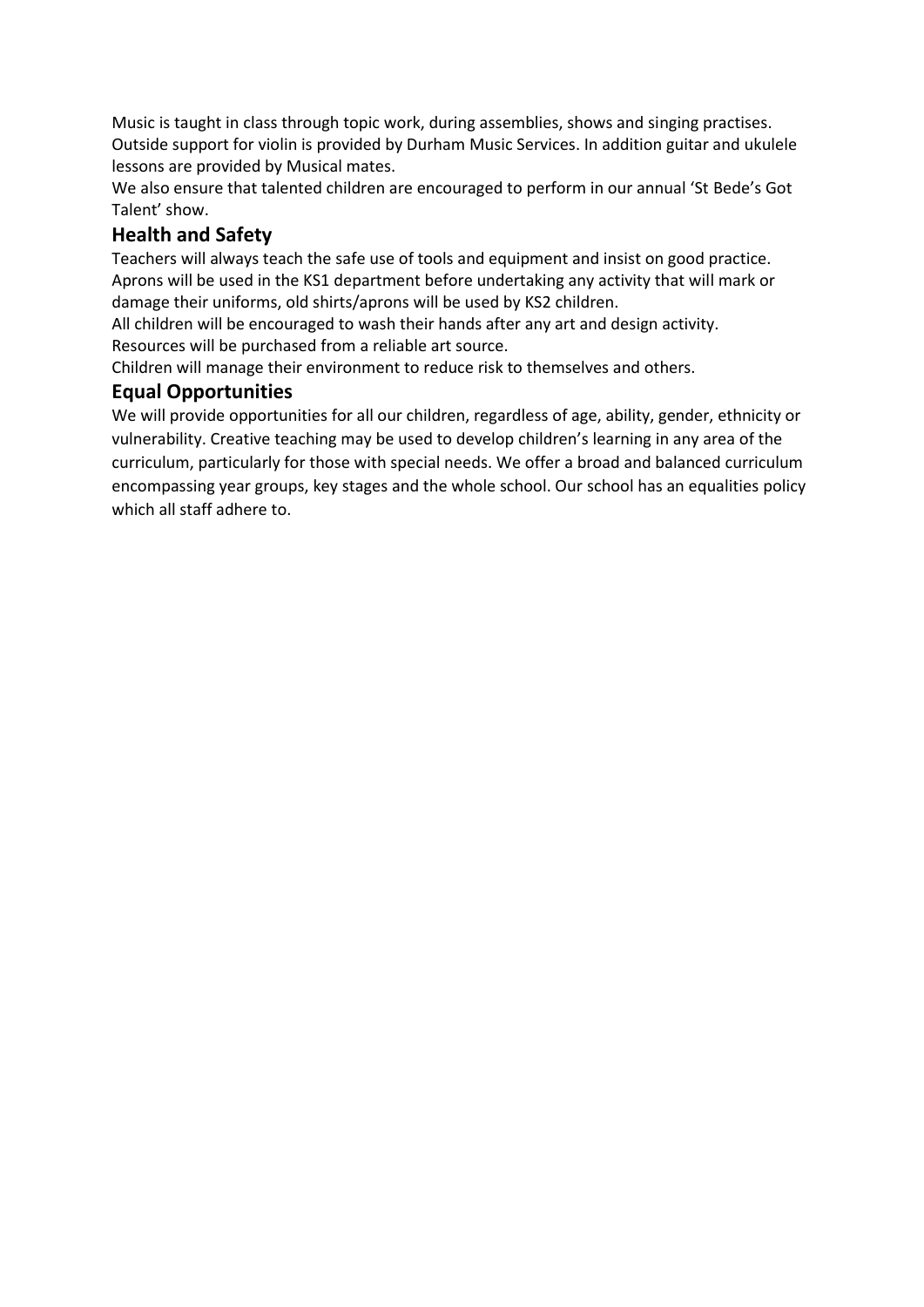Music is taught in class through topic work, during assemblies, shows and singing practises. Outside support for violin is provided by Durham Music Services. In addition guitar and ukulele lessons are provided by Musical mates.

We also ensure that talented children are encouraged to perform in our annual 'St Bede's Got Talent' show.

## Health and Safety

Teachers will always teach the safe use of tools and equipment and insist on good practice. Aprons will be used in the KS1 department before undertaking any activity that will mark or damage their uniforms, old shirts/aprons will be used by KS2 children.

All children will be encouraged to wash their hands after any art and design activity.

Resources will be purchased from a reliable art source.

Children will manage their environment to reduce risk to themselves and others.

## Equal Opportunities

We will provide opportunities for all our children, regardless of age, ability, gender, ethnicity or vulnerability. Creative teaching may be used to develop children's learning in any area of the curriculum, particularly for those with special needs. We offer a broad and balanced curriculum encompassing year groups, key stages and the whole school. Our school has an equalities policy which all staff adhere to.